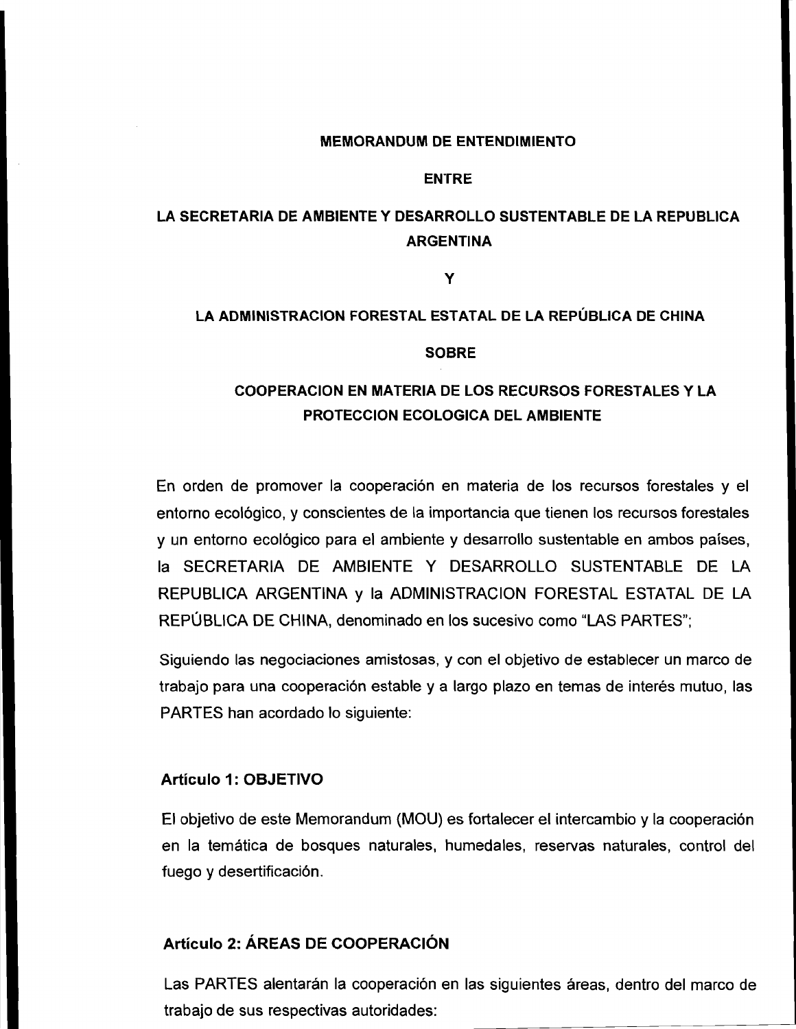**MEMORANDUM DE ENTENDIMIENTO**

**ENTRE**

**LA SECRETARIA DE AMBIENTE Y DESARROLLO SUSTENTABLE DE LA REPUBLICA ARGENTINA**

**Y**

**LA ADMINISTRACION FORESTAL ESTATAL DE LA REPÚBLICA DE CHINA**

**SOBRE**

**COOPERACION EN MATERIA DE LOS RECURSOS FORESTALES Y LA PROTECCION ECOLOGICA DEL AMBIENTE**

En orden de promover la cooperación en materia de los recursos forestales y el entorno ecológico, y conscientes de la importancia que tienen los recursos forestales y un entorno ecológico para el ambiente y desarrollo sustentable en ambos países, la SECRETARIA DE AMBIENTE Y DESARROLLO SUSTENTABLE DE LA REPUBLICA ARGENTINA y la ADMINISTRACION FORESTAL ESTATAL DE LA REPÚBLICA DE CHINA, denominado en los sucesivo como "LAS PARTES";

Siguiendo las negociaciones amistosas, y con el objetivo de establecer un marco de trabajo para una cooperación estable y a largo plazo en temas de interés mutuo, las PARTES han acordado lo siguiente:

## Artículo 1: OBJETIVO

El objetivo de este Memorandum (MOU) es fortalecer el intercambio y la cooperación en la temática de bosques naturales, humedales, reservas naturales, control del fuego y desertificación.

## Artículo 2: ÁREAS DE COOPERACIÓN

Las PARTES alentarán la cooperación en las siguientes áreas, dentro del marco de trabajo de sus respectivas autoridades: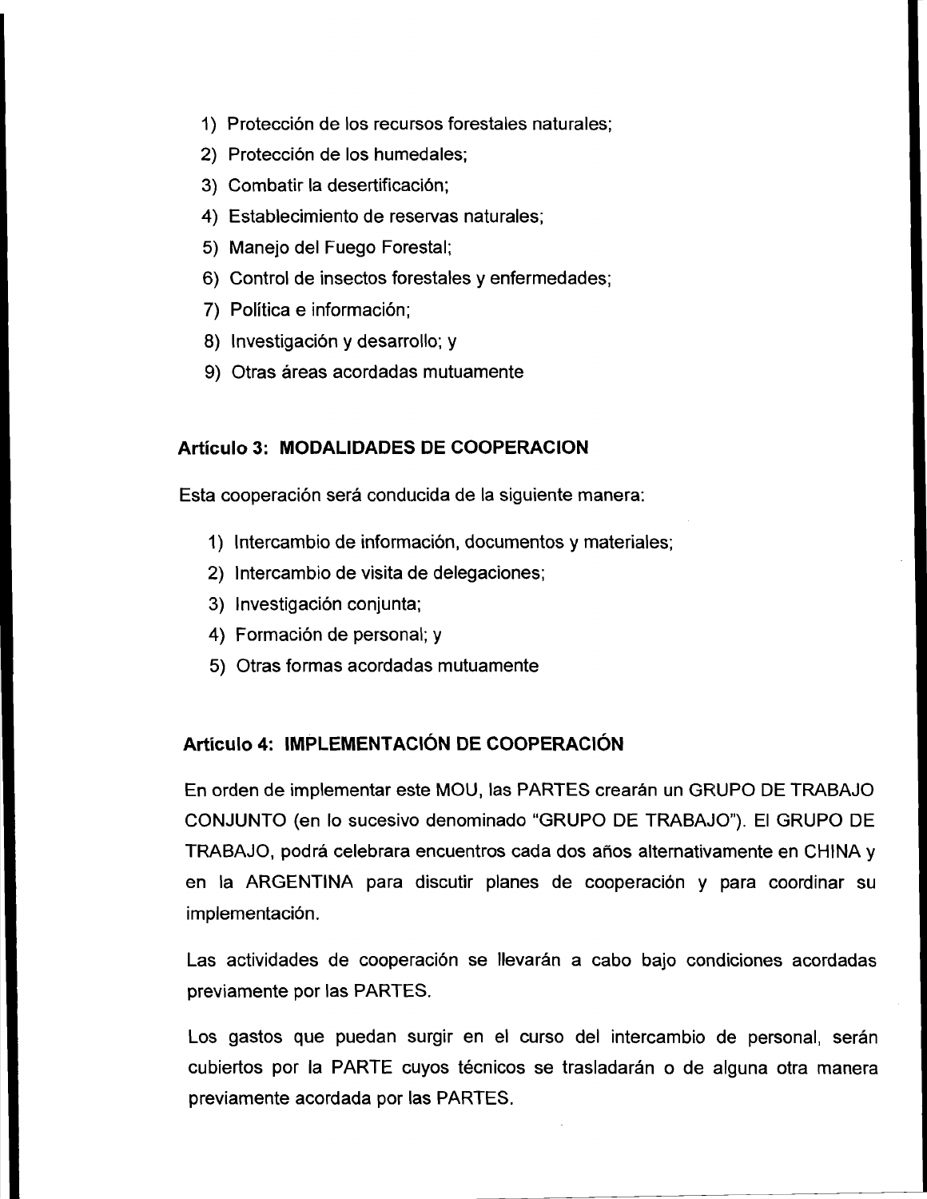1) Protección de los recursos forestales naturales;
2) Protección de los humedales;
3) Combatir la desertificación;
4) Establecimiento de reservas naturales;
5) Manejo del Fuego Forestal;
6) Control de insectos forestales y enfermedades;
7) Política e información;
8) Investigación y desarrollo; y
9) Otras áreas acordadas mutuamente

### Artículo 3: MODALIDADES DE COOPERACION

Esta cooperación será conducida de la siguiente manera:

1) Intercambio de información, documentos y materiales;
2) Intercambio de visita de delegaciones;
3) Investigación conjunta;
4) Formación de personal; y
5) Otras formas acordadas mutuamente

### Artículo 4: IMPLEMENTACIÓN DE COOPERACIÓN

En orden de implementar este MOU, las PARTES crearán un GRUPO DE TRABAJO CONJUNTO (en lo sucesivo denominado "GRUPO DE TRABAJO"). El GRUPO DE TRABAJO, podrá celebrara encuentros cada dos años alternativamente en CHINA y en la ARGENTINA para discutir planes de cooperación y para coordinar su implementación.

Las actividades de cooperación se llevarán a cabo bajo condiciones acordadas previamente por las PARTES.

Los gastos que puedan surgir en el curso del intercambio de personal, serán cubiertos por la PARTE cuyos técnicos se trasladarán o de alguna otra manera previamente acordada por las PARTES.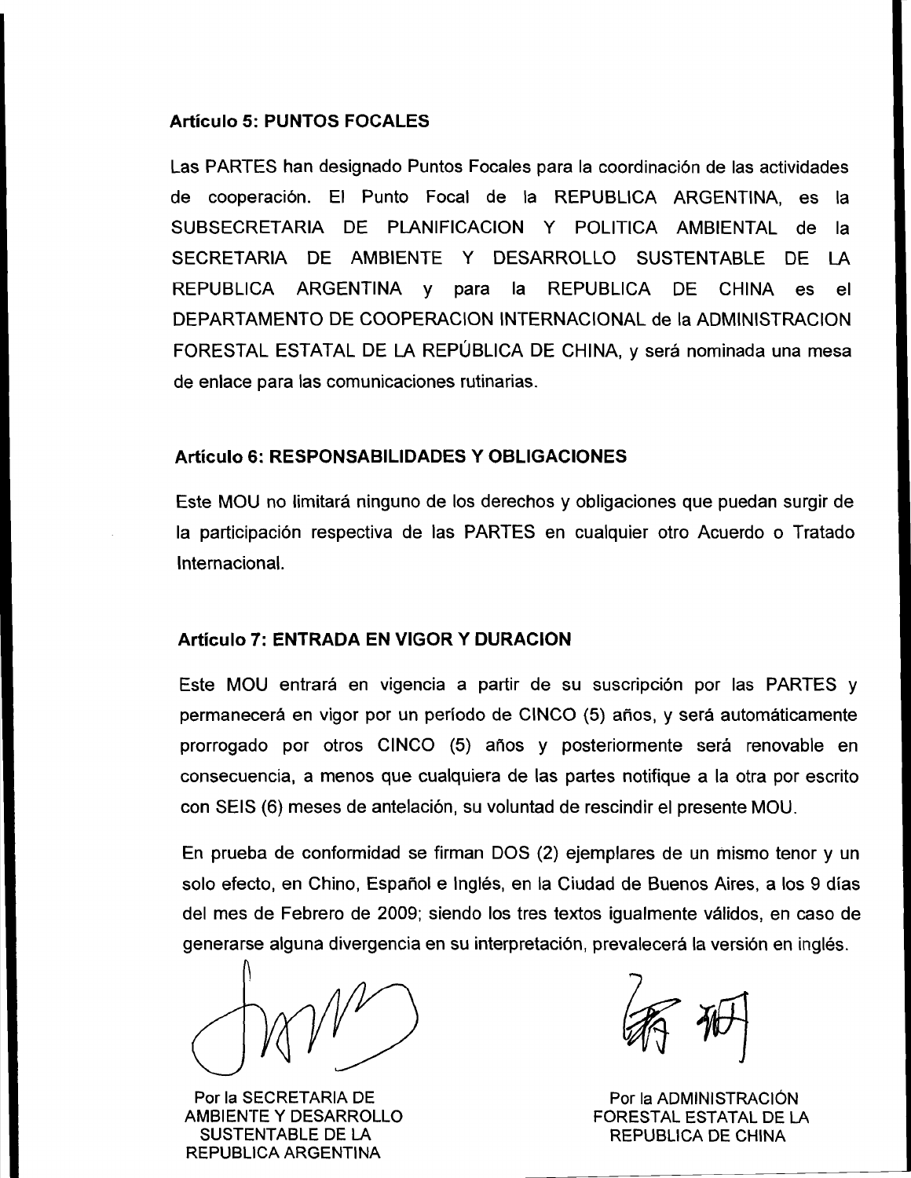### Artículo 5: PUNTOS FOCALES

Las PARTES han designado Puntos Focales para la coordinación de las actividades de cooperación. El Punto Focal de la REPUBLICA ARGENTINA, es la SUBSECRETARIA DE PLANIFICACION Y POLITICA AMBIENTAL de la SECRETARIA DE AMBIENTE Y DESARROLLO SUSTENTABLE DE LA REPUBLICA ARGENTINA y para la REPUBLICA DE CHINA es el DEPARTAMENTO DE COOPERACION INTERNACIONAL de la ADMINISTRACION FORESTAL ESTATAL DE LA REPÚBLICA DE CHINA, y será nominada una mesa de enlace para las comunicaciones rutinarias.

### Artículo 6: RESPONSABILIDADES Y OBLIGACIONES

Este MOU no limitará ninguno de los derechos y obligaciones que puedan surgir de la participación respectiva de las PARTES en cualquier otro Acuerdo o Tratado Internacional.

### Artículo 7: ENTRADA EN VIGOR Y DURACION

Este MOU entrará en vigencia a partir de su suscripción por las PARTES y permanecerá en vigor por un período de CINCO (5) años, y será automáticamente prorrogado por otros CINCO (5) años y posteriormente será renovable en consecuencia, a menos que cualquiera de las partes notifique a la otra por escrito con SEIS (6) meses de antelación, su voluntad de rescindir el presente MOU.

En prueba de conformidad se firman DOS (2) ejemplares de un mismo tenor y un solo efecto, en Chino, Español e Inglés, en la Ciudad de Buenos Aires, a los 9 días del mes de Febrero de 2009; siendo los tres textos igualmente válidos, en caso de generarse alguna divergencia en su interpretación, prevalecerá la versión en inglés.

Por la SECRETARIA DE AMBIENTE Y DESARROLLO SUSTENTABLE DE LA REPUBLICA ARGENTINA

Por la ADMINISTRACIÓN FORESTAL ESTATAL DE LA REPUBLICA DE CHINA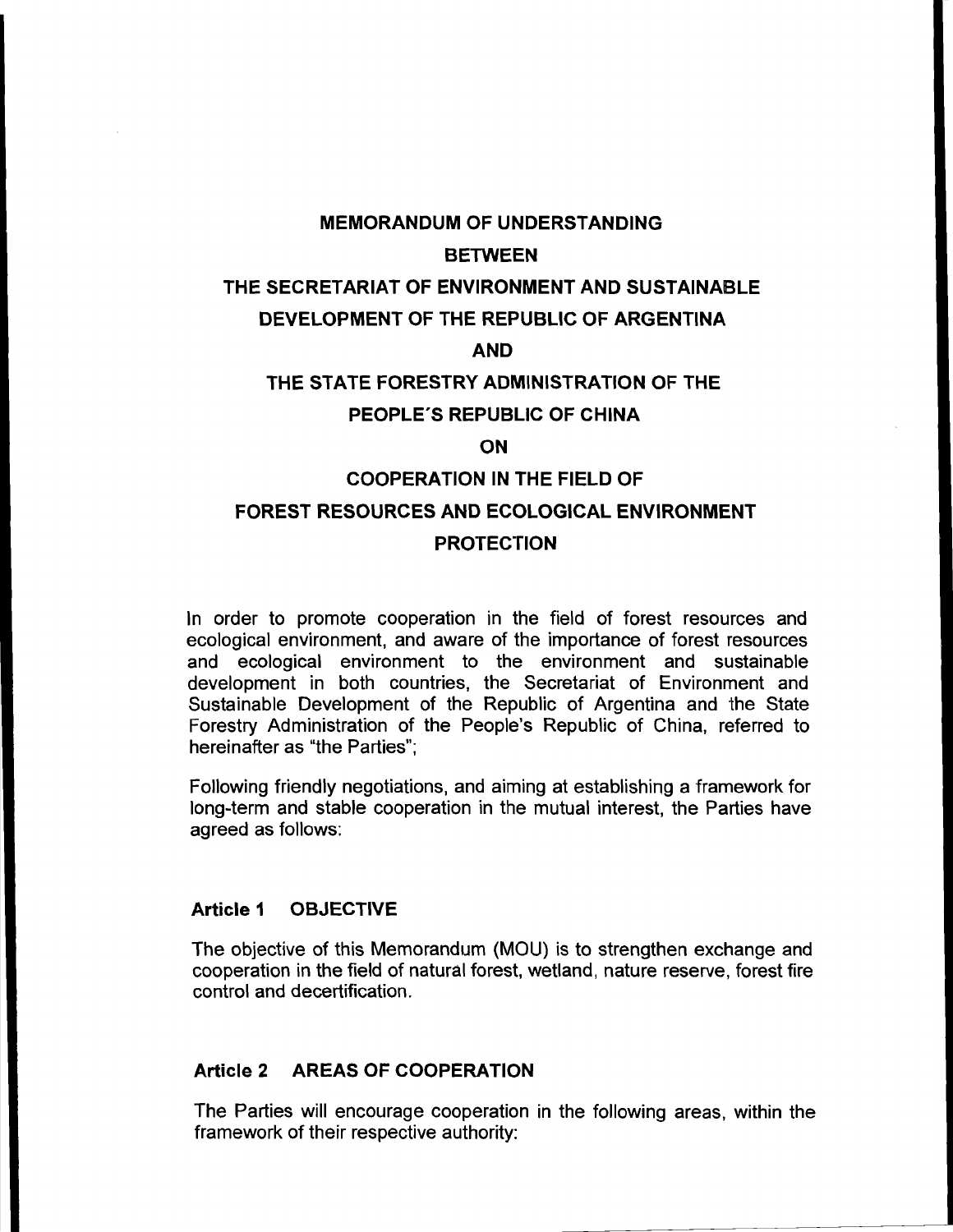# MEMORANDUM OF UNDERSTANDING

## BETWEEN

## THE SECRETARIAT OF ENVIRONMENT AND SUSTAINABLE DEVELOPMENT OF THE REPUBLIC OF ARGENTINA

## AND

## THE STATE FORESTRY ADMINISTRATION OF THE PEOPLE´S REPUBLIC OF CHINA

## ON

## COOPERATION IN THE FIELD OF FOREST RESOURCES AND ECOLOGICAL ENVIRONMENT PROTECTION

In order to promote cooperation in the field of forest resources and ecological environment, and aware of the importance of forest resources and ecological environment to the environment and sustainable development in both countries, the Secretariat of Environment and Sustainable Development of the Republic of Argentina and the State Forestry Administration of the People's Republic of China, referred to hereinafter as "the Parties";

Following friendly negotiations, and aiming at establishing a framework for long-term and stable cooperation in the mutual interest, the Parties have agreed as follows:

### Article 1 OBJECTIVE

The objective of this Memorandum (MOU) is to strengthen exchange and cooperation in the field of natural forest, wetland, nature reserve, forest fire control and decertification.

### Article 2 AREAS OF COOPERATION

The Parties will encourage cooperation in the following areas, within the framework of their respective authority: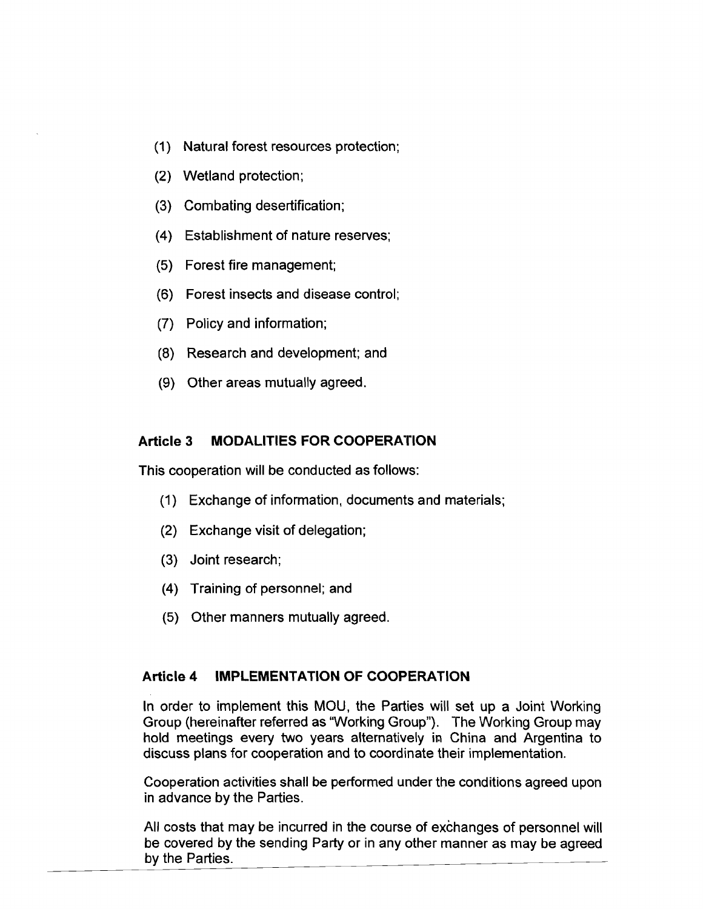(1) Natural forest resources protection;

(2) Wetland protection;

(3) Combating desertification;

(4) Establishment of nature reserves;

(5) Forest fire management;

(6) Forest insects and disease control;

(7) Policy and information;

(8) Research and development; and

(9) Other areas mutually agreed.

### Article 3 MODALITIES FOR COOPERATION

This cooperation will be conducted as follows:

(1) Exchange of information, documents and materials;

(2) Exchange visit of delegation;

(3) Joint research;

(4) Training of personnel; and

(5) Other manners mutually agreed.

### Article 4 IMPLEMENTATION OF COOPERATION

In order to implement this MOU, the Parties will set up a Joint Working Group (hereinafter referred as "Working Group"). The Working Group may hold meetings every two years alternatively in China and Argentina to discuss plans for cooperation and to coordinate their implementation.

Cooperation activities shall be performed under the conditions agreed upon in advance by the Parties.

All costs that may be incurred in the course of exchanges of personnel will be covered by the sending Party or in any other manner as may be agreed by the Parties.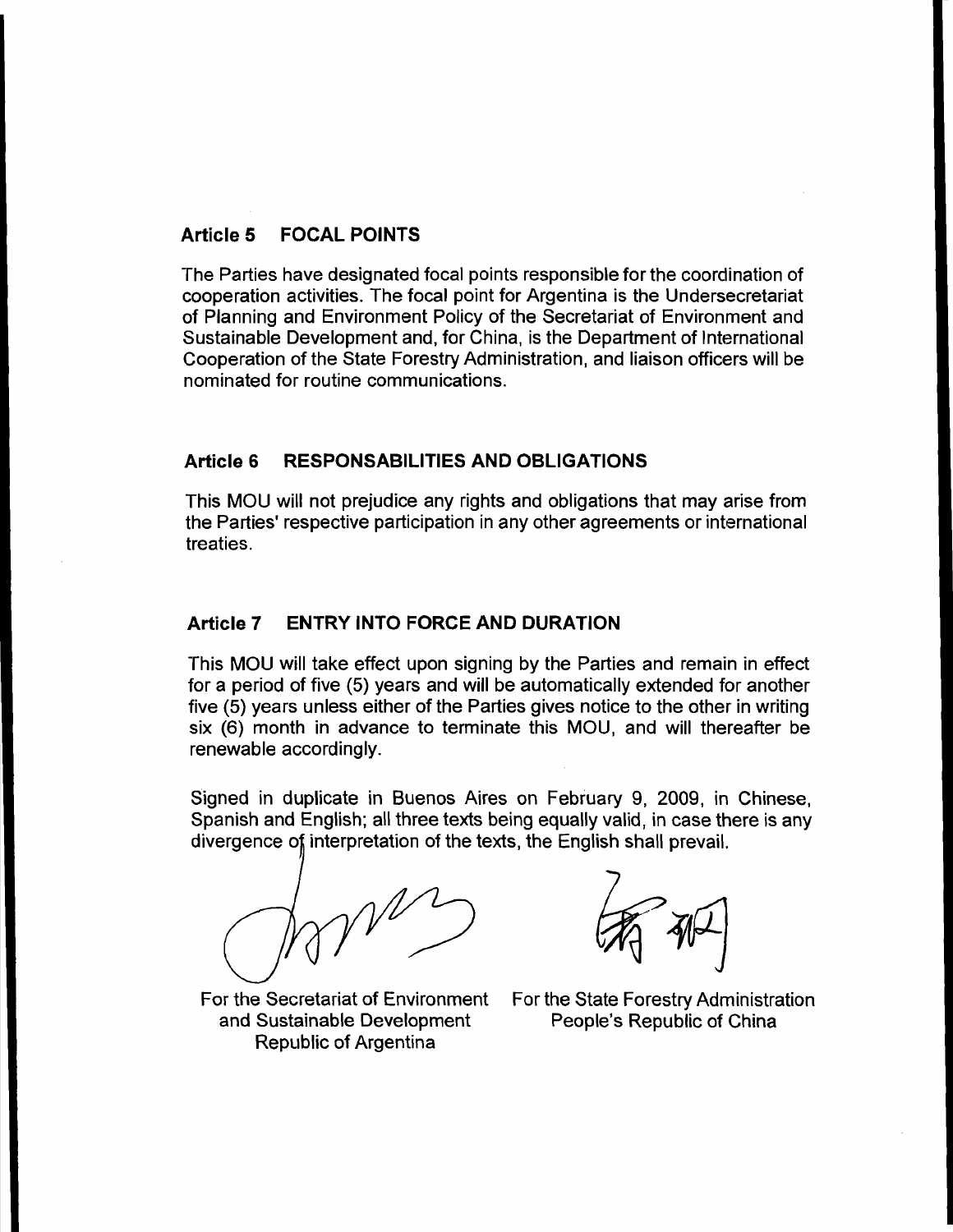## Article 5 FOCAL POINTS

The Parties have designated focal points responsible for the coordination of cooperation activities. The focal point for Argentina is the Undersecretariat of Planning and Environment Policy of the Secretariat of Environment and Sustainable Development and, for China, is the Department of International Cooperation of the State Forestry Administration, and liaison officers will be nominated for routine communications.

## Article 6 RESPONSABILITIES AND OBLIGATIONS

This MOU will not prejudice any rights and obligations that may arise from the Parties' respective participation in any other agreements or international treaties.

## Article 7 ENTRY INTO FORCE AND DURATION

This MOU will take effect upon signing by the Parties and remain in effect for a period of five (5) years and will be automatically extended for another five (5) years unless either of the Parties gives notice to the other in writing six (6) month in advance to terminate this MOU, and will thereafter be renewable accordingly.

Signed in duplicate in Buenos Aires on February 9, 2009, in Chinese, Spanish and English; all three texts being equally valid, in case there is any divergence of interpretation of the texts, the English shall prevail.

For the Secretariat of Environment and Sustainable Development
Republic of Argentina

For the State Forestry Administration
People's Republic of China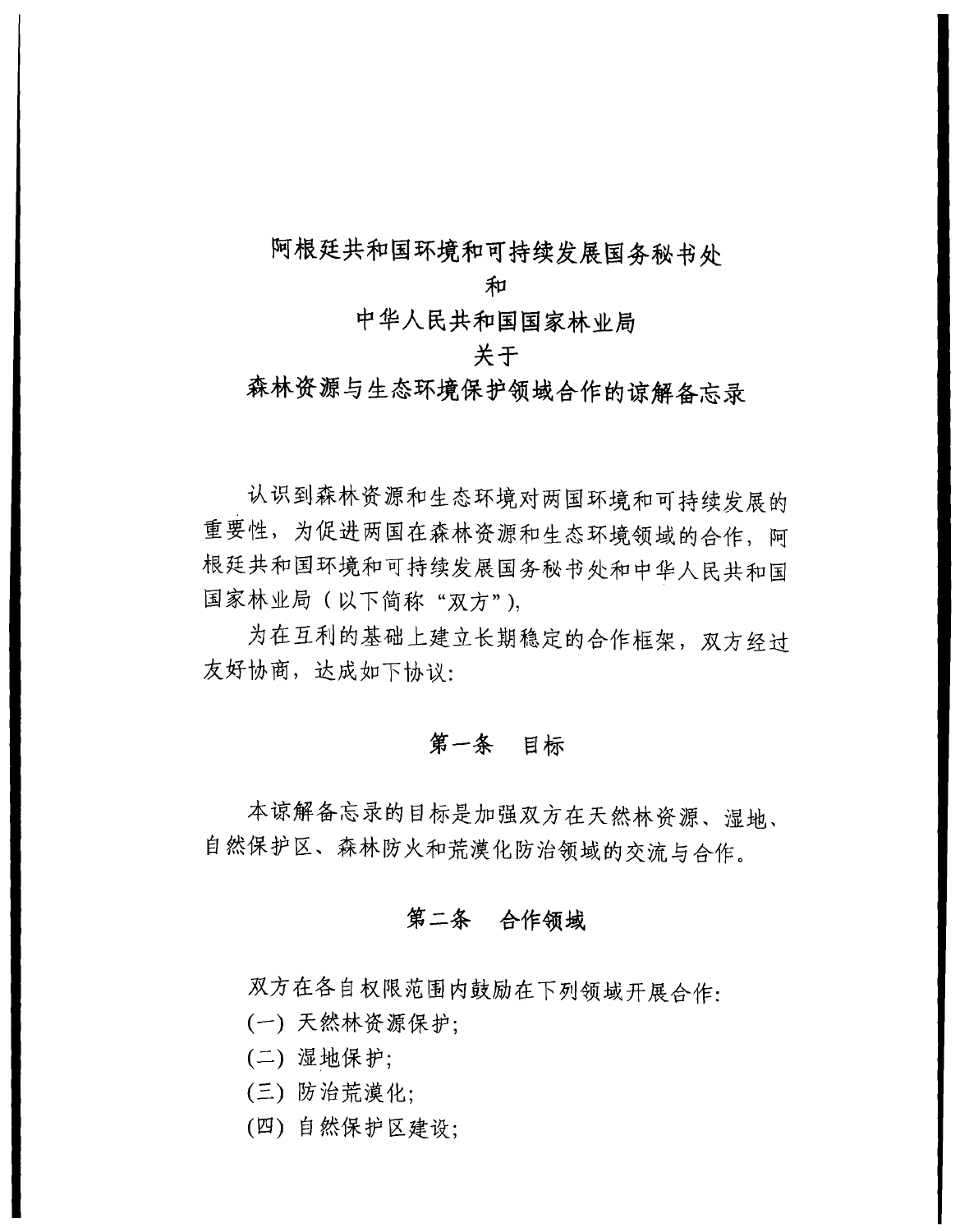# 阿根廷共和国环境和可持续发展国务秘书处

# 和

# 中华人民共和国国家林业局

# 关于

# 森林资源与生态环境保护领域合作的谅解备忘录

认识到森林资源和生态环境对两国环境和可持续发展的重要性，为促进两国在森林资源和生态环境领域的合作，阿根廷共和国环境和可持续发展国务秘书处和中华人民共和国国家林业局（以下简称“双方”），

为在互利的基础上建立长期稳定的合作框架，双方经过友好协商，达成如下协议：

## 第一条　目标

本谅解备忘录的目标是加强双方在天然林资源、湿地、自然保护区、森林防火和荒漠化防治领域的交流与合作。

## 第二条　合作领域

双方在各自权限范围内鼓励在下列领域开展合作：

(一) 天然林资源保护；

(二) 湿地保护；

(三) 防治荒漠化；

(四) 自然保护区建设；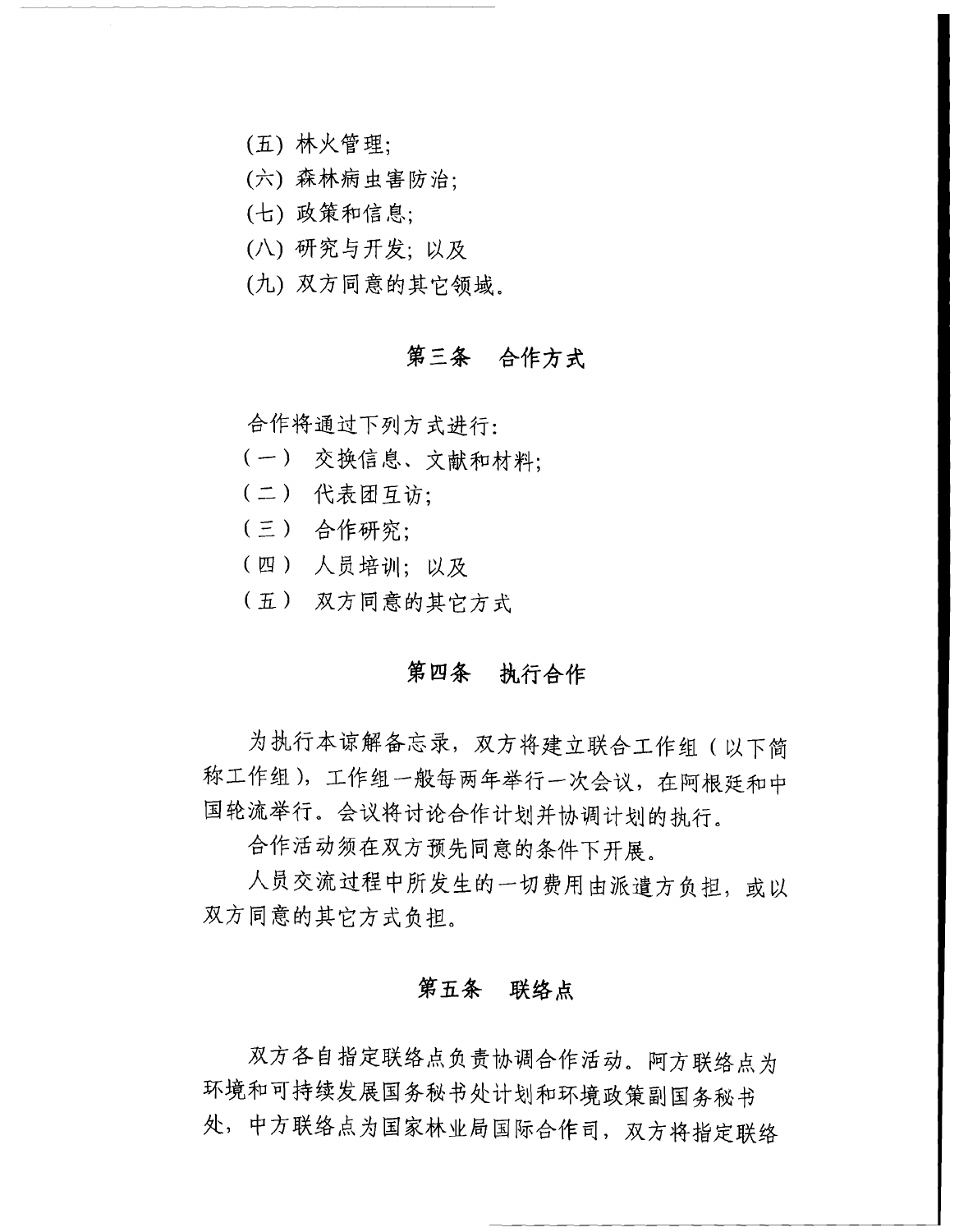(五) 林火管理;

(六) 森林病虫害防治;

(七) 政策和信息;

(八) 研究与开发; 以及

(九) 双方同意的其它领域。

## 第三条　合作方式

合作将通过下列方式进行:

（一） 交换信息、文献和材料;

（二） 代表团互访;

（三） 合作研究;

（四） 人员培训; 以及

（五） 双方同意的其它方式

## 第四条　执行合作

为执行本谅解备忘录，双方将建立联合工作组（以下简称工作组），工作组一般每两年举行一次会议，在阿根廷和中国轮流举行。会议将讨论合作计划并协调计划的执行。

合作活动须在双方预先同意的条件下开展。

人员交流过程中所发生的一切费用由派遣方负担，或以双方同意的其它方式负担。

## 第五条　联络点

双方各自指定联络点负责协调合作活动。阿方联络点为环境和可持续发展国务秘书处计划和环境政策副国务秘书处，中方联络点为国家林业局国际合作司，双方将指定联络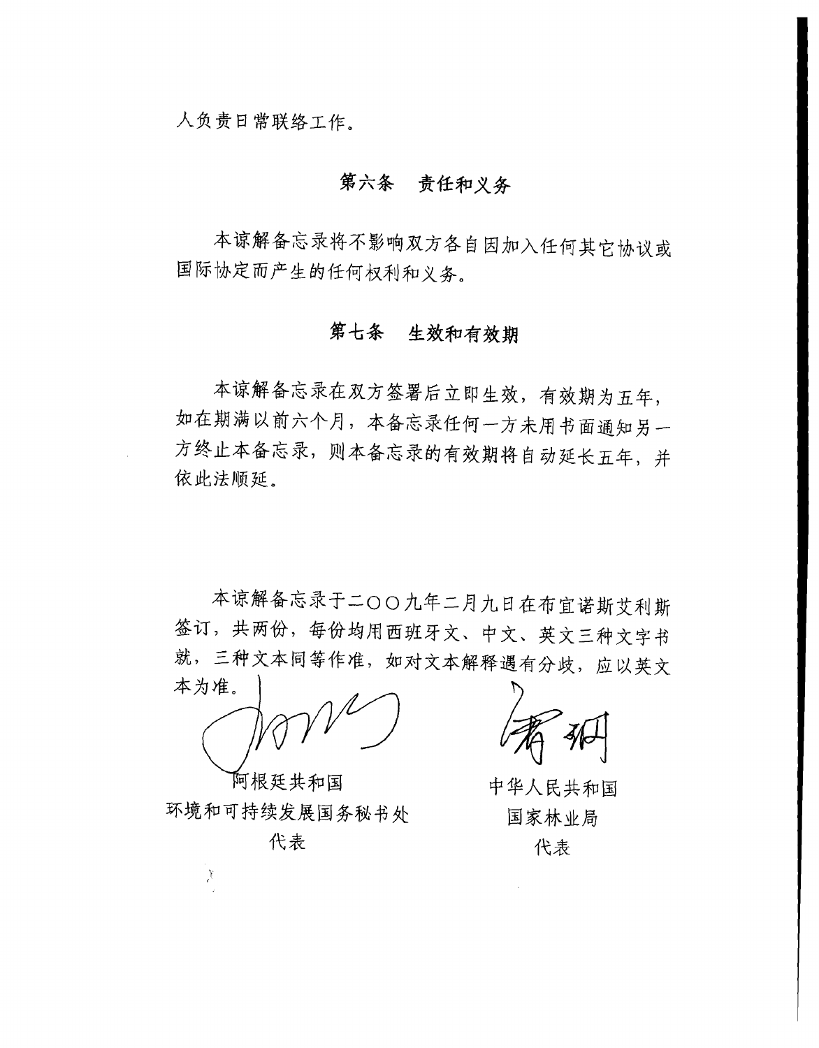人负责日常联络工作。

## 第六条　责任和义务

本谅解备忘录将不影响双方各自因加入任何其它协议或国际协定而产生的任何权利和义务。

## 第七条　生效和有效期

本谅解备忘录在双方签署后立即生效，有效期为五年，如在期满以前六个月，本备忘录任何一方未用书面通知另一方终止本备忘录，则本备忘录的有效期将自动延长五年，并依此法顺延。

本谅解备忘录于二〇〇九年二月九日在布宜诺斯艾利斯签订，共两份，每份均用西班牙文、中文、英文三种文字书就，三种文本同等作准，如对文本解释遇有分歧，应以英文本为准。

| | |
|---|---|
| 阿根廷共和国<br>环境和可持续发展国务秘书处<br>代表 | 中华人民共和国<br>国家林业局<br>代表 |